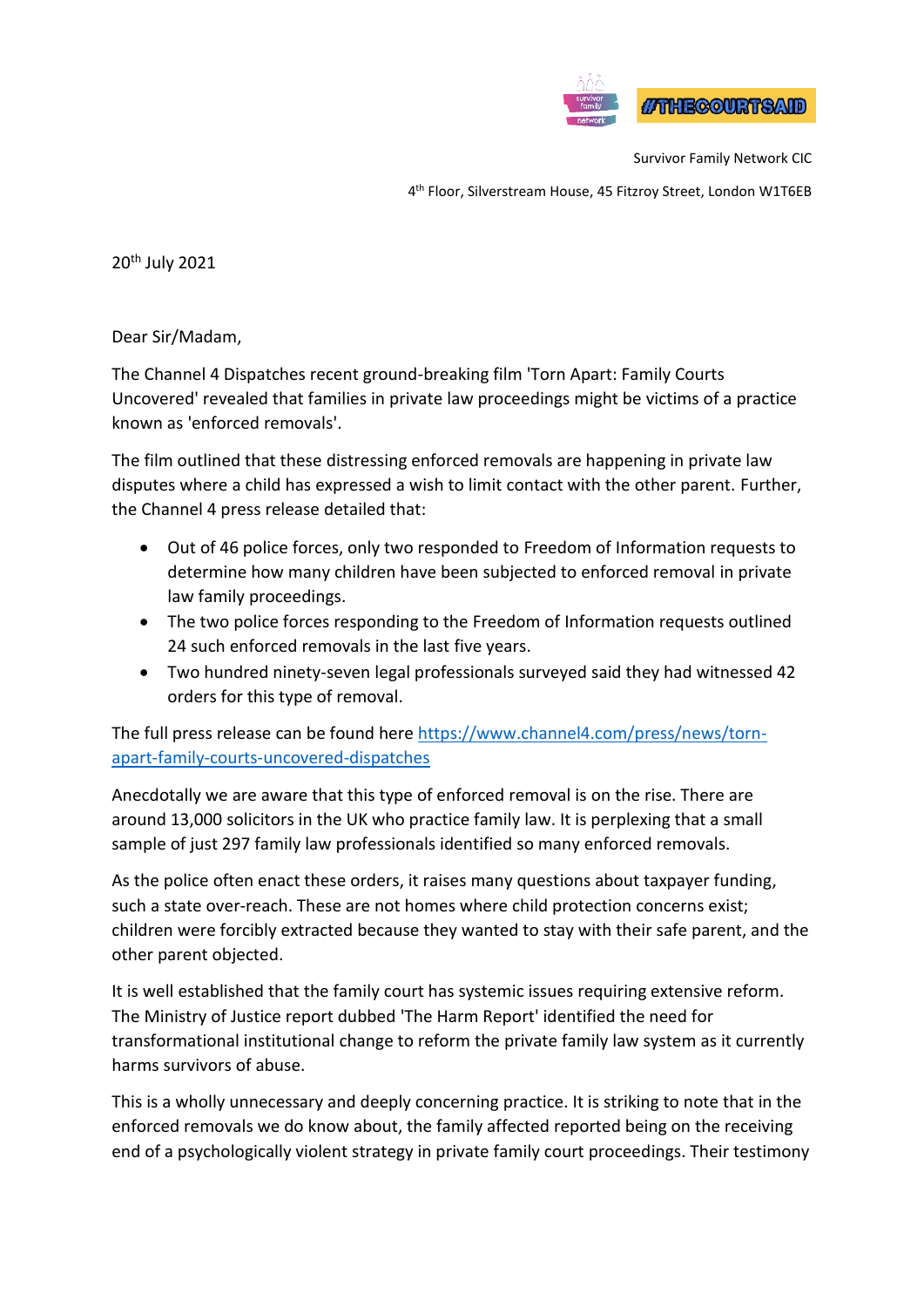Survivor Family Network CIC

4th Floor, Silverstream House, 45 Fitzroy Street, London W1T6EB

20th July 2021

Dear Sir/Madam,

The Channel 4 Dispatches recent ground-breaking film 'Torn Apart: Family Courts Uncovered' revealed that families in private law proceedings might be victims of a practice known as 'enforced removals'.

The film outlined that these distressing enforced removals are happening in private law disputes where a child has expressed a wish to limit contact with the other parent. Further, the Channel 4 press release detailed that:

- Out of 46 police forces, only two responded to Freedom of Information requests to determine how many children have been subjected to enforced removal in private law family proceedings.
- The two police forces responding to the Freedom of Information requests outlined 24 such enforced removals in the last five years.
- Two hundred ninety-seven legal professionals surveyed said they had witnessed 42 orders for this type of removal.

The full press release can be found here [https://www.channel4.com/press/news/torn-apart-family-courts-uncovered-dispatches](https://www.channel4.com/press/news/torn-apart-family-courts-uncovered-dispatches)

Anecdotally we are aware that this type of enforced removal is on the rise. There are around 13,000 solicitors in the UK who practice family law. It is perplexing that a small sample of just 297 family law professionals identified so many enforced removals.

As the police often enact these orders, it raises many questions about taxpayer funding, such a state over-reach. These are not homes where child protection concerns exist; children were forcibly extracted because they wanted to stay with their safe parent, and the other parent objected.

It is well established that the family court has systemic issues requiring extensive reform. The Ministry of Justice report dubbed 'The Harm Report' identified the need for transformational institutional change to reform the private family law system as it currently harms survivors of abuse.

This is a wholly unnecessary and deeply concerning practice. It is striking to note that in the enforced removals we do know about, the family affected reported being on the receiving end of a psychologically violent strategy in private family court proceedings. Their testimony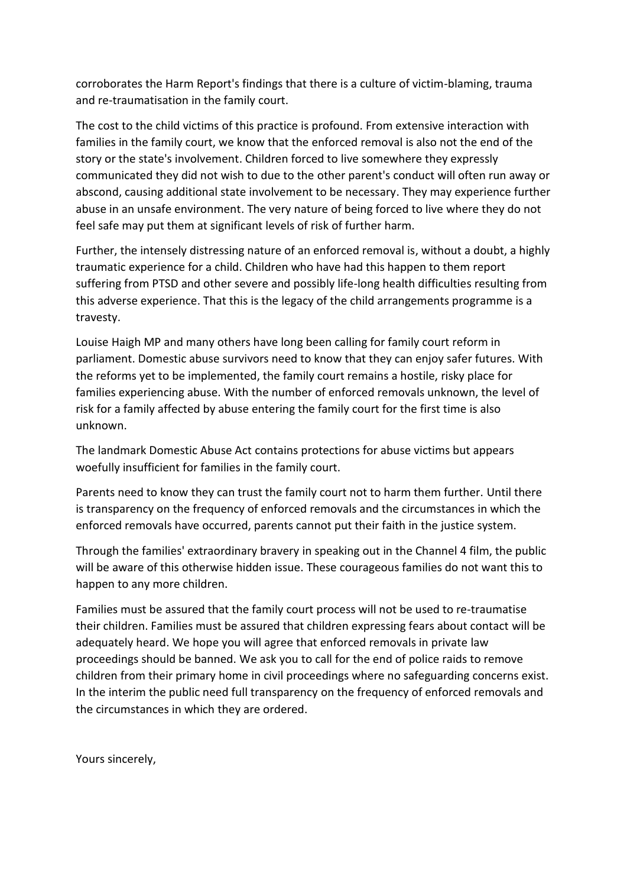corroborates the Harm Report's findings that there is a culture of victim-blaming, trauma and re-traumatisation in the family court.

The cost to the child victims of this practice is profound. From extensive interaction with families in the family court, we know that the enforced removal is also not the end of the story or the state's involvement. Children forced to live somewhere they expressly communicated they did not wish to due to the other parent's conduct will often run away or abscond, causing additional state involvement to be necessary. They may experience further abuse in an unsafe environment. The very nature of being forced to live where they do not feel safe may put them at significant levels of risk of further harm.

Further, the intensely distressing nature of an enforced removal is, without a doubt, a highly traumatic experience for a child. Children who have had this happen to them report suffering from PTSD and other severe and possibly life-long health difficulties resulting from this adverse experience. That this is the legacy of the child arrangements programme is a travesty.

Louise Haigh MP and many others have long been calling for family court reform in parliament. Domestic abuse survivors need to know that they can enjoy safer futures. With the reforms yet to be implemented, the family court remains a hostile, risky place for families experiencing abuse. With the number of enforced removals unknown, the level of risk for a family affected by abuse entering the family court for the first time is also unknown.

The landmark Domestic Abuse Act contains protections for abuse victims but appears woefully insufficient for families in the family court.

Parents need to know they can trust the family court not to harm them further. Until there is transparency on the frequency of enforced removals and the circumstances in which the enforced removals have occurred, parents cannot put their faith in the justice system.

Through the families' extraordinary bravery in speaking out in the Channel 4 film, the public will be aware of this otherwise hidden issue. These courageous families do not want this to happen to any more children.

Families must be assured that the family court process will not be used to re-traumatise their children. Families must be assured that children expressing fears about contact will be adequately heard. We hope you will agree that enforced removals in private law proceedings should be banned. We ask you to call for the end of police raids to remove children from their primary home in civil proceedings where no safeguarding concerns exist. In the interim the public need full transparency on the frequency of enforced removals and the circumstances in which they are ordered.

Yours sincerely,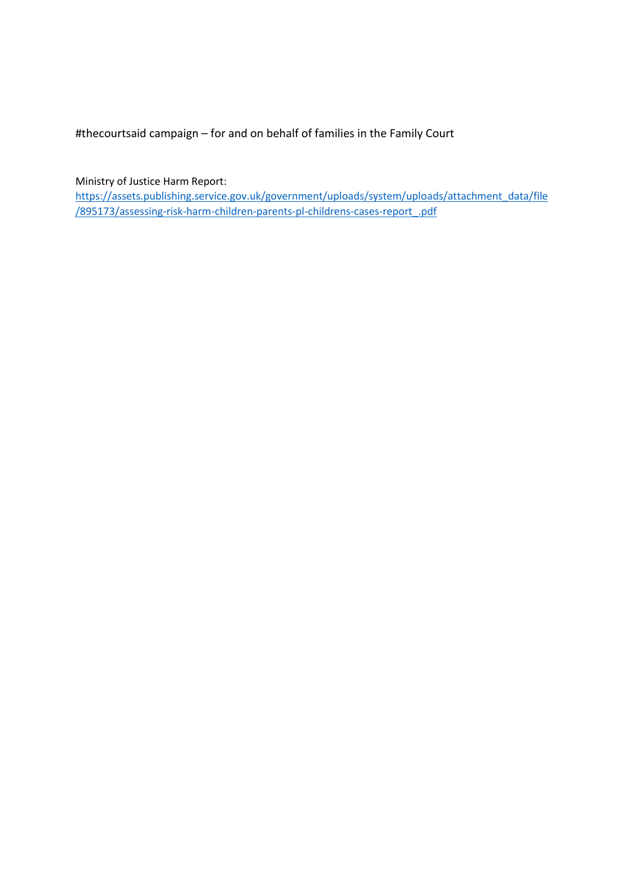#thecourtsaid campaign – for and on behalf of families in the Family Court

Ministry of Justice Harm Report:
[https://assets.publishing.service.gov.uk/government/uploads/system/uploads/attachment_data/file/895173/assessing-risk-harm-children-parents-pl-childrens-cases-report_.pdf](https://assets.publishing.service.gov.uk/government/uploads/system/uploads/attachment_data/file/895173/assessing-risk-harm-children-parents-pl-childrens-cases-report_.pdf)